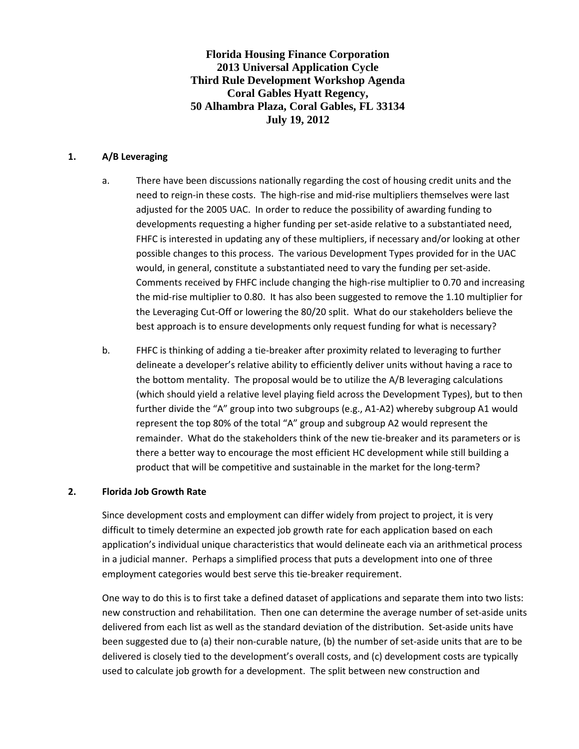# Florida Housing Finance Corporation
# 2013 Universal Application Cycle
# Third Rule Development Workshop Agenda
# Coral Gables Hyatt Regency,
# 50 Alhambra Plaza, Coral Gables, FL 33134
# July 19, 2012

## 1. A/B Leveraging

a. There have been discussions nationally regarding the cost of housing credit units and the need to reign-in these costs. The high-rise and mid-rise multipliers themselves were last adjusted for the 2005 UAC. In order to reduce the possibility of awarding funding to developments requesting a higher funding per set-aside relative to a substantiated need, FHFC is interested in updating any of these multipliers, if necessary and/or looking at other possible changes to this process. The various Development Types provided for in the UAC would, in general, constitute a substantiated need to vary the funding per set-aside. Comments received by FHFC include changing the high-rise multiplier to 0.70 and increasing the mid-rise multiplier to 0.80. It has also been suggested to remove the 1.10 multiplier for the Leveraging Cut-Off or lowering the 80/20 split. What do our stakeholders believe the best approach is to ensure developments only request funding for what is necessary?

b. FHFC is thinking of adding a tie-breaker after proximity related to leveraging to further delineate a developer's relative ability to efficiently deliver units without having a race to the bottom mentality. The proposal would be to utilize the A/B leveraging calculations (which should yield a relative level playing field across the Development Types), but to then further divide the "A" group into two subgroups (e.g., A1-A2) whereby subgroup A1 would represent the top 80% of the total "A" group and subgroup A2 would represent the remainder. What do the stakeholders think of the new tie-breaker and its parameters or is there a better way to encourage the most efficient HC development while still building a product that will be competitive and sustainable in the market for the long-term?

## 2. Florida Job Growth Rate

Since development costs and employment can differ widely from project to project, it is very difficult to timely determine an expected job growth rate for each application based on each application's individual unique characteristics that would delineate each via an arithmetical process in a judicial manner. Perhaps a simplified process that puts a development into one of three employment categories would best serve this tie-breaker requirement.

One way to do this is to first take a defined dataset of applications and separate them into two lists: new construction and rehabilitation. Then one can determine the average number of set-aside units delivered from each list as well as the standard deviation of the distribution. Set-aside units have been suggested due to (a) their non-curable nature, (b) the number of set-aside units that are to be delivered is closely tied to the development's overall costs, and (c) development costs are typically used to calculate job growth for a development. The split between new construction and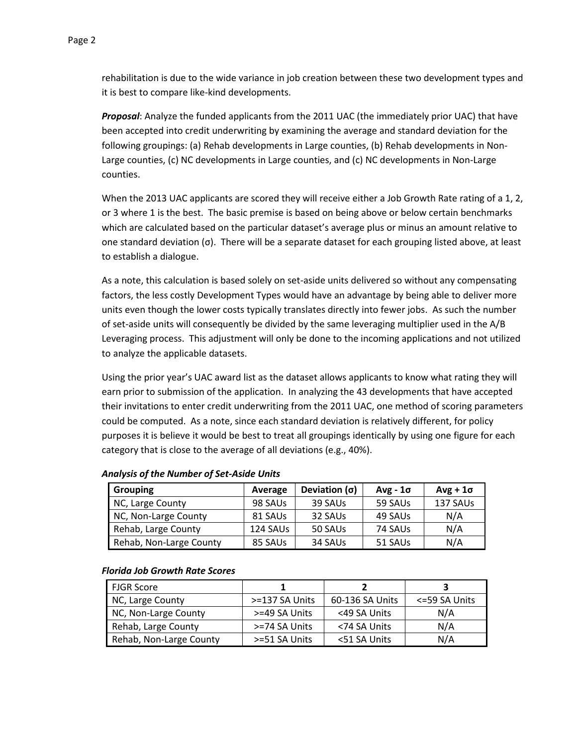rehabilitation is due to the wide variance in job creation between these two development types and it is best to compare like-kind developments.

***Proposal***: Analyze the funded applicants from the 2011 UAC (the immediately prior UAC) that have been accepted into credit underwriting by examining the average and standard deviation for the following groupings: (a) Rehab developments in Large counties, (b) Rehab developments in Non-Large counties, (c) NC developments in Large counties, and (c) NC developments in Non-Large counties.

When the 2013 UAC applicants are scored they will receive either a Job Growth Rate rating of a 1, 2, or 3 where 1 is the best. The basic premise is based on being above or below certain benchmarks which are calculated based on the particular dataset's average plus or minus an amount relative to one standard deviation (σ). There will be a separate dataset for each grouping listed above, at least to establish a dialogue.

As a note, this calculation is based solely on set-aside units delivered so without any compensating factors, the less costly Development Types would have an advantage by being able to deliver more units even though the lower costs typically translates directly into fewer jobs. As such the number of set-aside units will consequently be divided by the same leveraging multiplier used in the A/B Leveraging process. This adjustment will only be done to the incoming applications and not utilized to analyze the applicable datasets.

Using the prior year's UAC award list as the dataset allows applicants to know what rating they will earn prior to submission of the application. In analyzing the 43 developments that have accepted their invitations to enter credit underwriting from the 2011 UAC, one method of scoring parameters could be computed. As a note, since each standard deviation is relatively different, for policy purposes it is believe it would be best to treat all groupings identically by using one figure for each category that is close to the average of all deviations (e.g., 40%).

***Analysis of the Number of Set-Aside Units***

| Grouping | Average | Deviation (σ) | Avg - 1σ | Avg + 1σ |
|---|---|---|---|---|
| NC, Large County | 98 SAUs | 39 SAUs | 59 SAUs | 137 SAUs |
| NC, Non-Large County | 81 SAUs | 32 SAUs | 49 SAUs | N/A |
| Rehab, Large County | 124 SAUs | 50 SAUs | 74 SAUs | N/A |
| Rehab, Non-Large County | 85 SAUs | 34 SAUs | 51 SAUs | N/A |

***Florida Job Growth Rate Scores***

| FJGR Score | 1 | 2 | 3 |
|---|---|---|---|
| NC, Large County | >=137 SA Units | 60-136 SA Units | <=59 SA Units |
| NC, Non-Large County | >=49 SA Units | <49 SA Units | N/A |
| Rehab, Large County | >=74 SA Units | <74 SA Units | N/A |
| Rehab, Non-Large County | >=51 SA Units | <51 SA Units | N/A |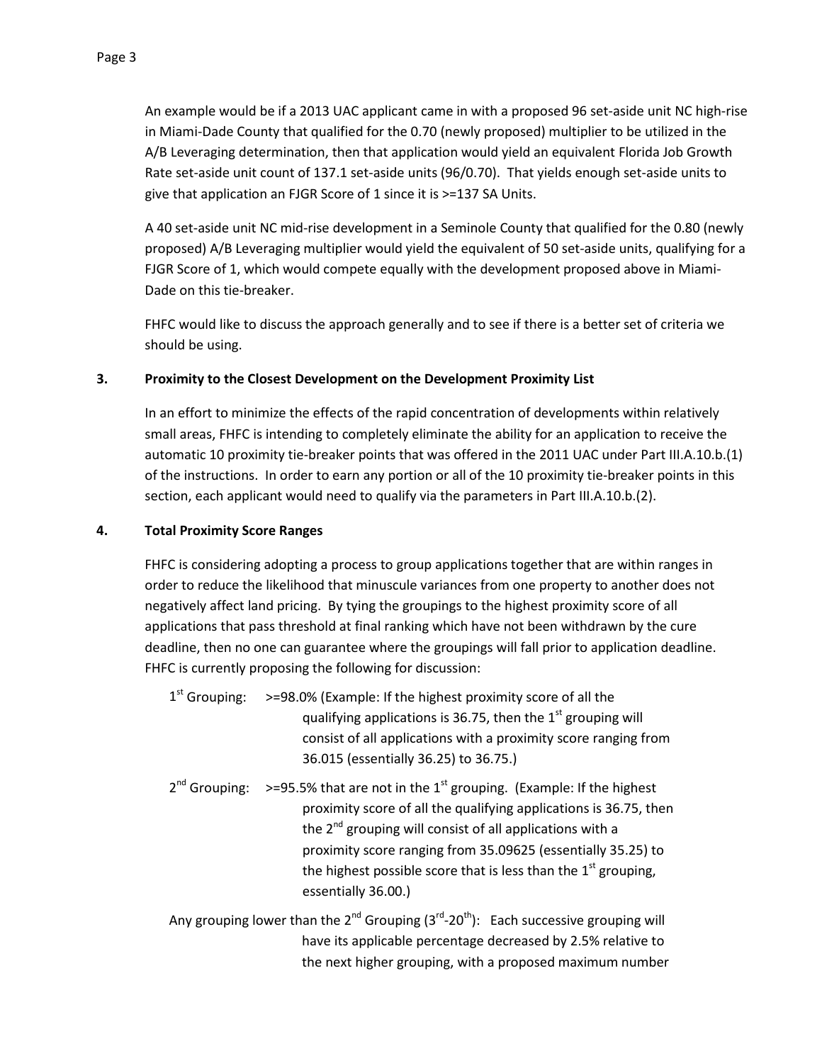An example would be if a 2013 UAC applicant came in with a proposed 96 set-aside unit NC high-rise in Miami-Dade County that qualified for the 0.70 (newly proposed) multiplier to be utilized in the A/B Leveraging determination, then that application would yield an equivalent Florida Job Growth Rate set-aside unit count of 137.1 set-aside units (96/0.70). That yields enough set-aside units to give that application an FJGR Score of 1 since it is >=137 SA Units.

A 40 set-aside unit NC mid-rise development in a Seminole County that qualified for the 0.80 (newly proposed) A/B Leveraging multiplier would yield the equivalent of 50 set-aside units, qualifying for a FJGR Score of 1, which would compete equally with the development proposed above in Miami-Dade on this tie-breaker.

FHFC would like to discuss the approach generally and to see if there is a better set of criteria we should be using.

### 3. Proximity to the Closest Development on the Development Proximity List

In an effort to minimize the effects of the rapid concentration of developments within relatively small areas, FHFC is intending to completely eliminate the ability for an application to receive the automatic 10 proximity tie-breaker points that was offered in the 2011 UAC under Part III.A.10.b.(1) of the instructions. In order to earn any portion or all of the 10 proximity tie-breaker points in this section, each applicant would need to qualify via the parameters in Part III.A.10.b.(2).

### 4. Total Proximity Score Ranges

FHFC is considering adopting a process to group applications together that are within ranges in order to reduce the likelihood that minuscule variances from one property to another does not negatively affect land pricing. By tying the groupings to the highest proximity score of all applications that pass threshold at final ranking which have not been withdrawn by the cure deadline, then no one can guarantee where the groupings will fall prior to application deadline. FHFC is currently proposing the following for discussion:

1st Grouping: >=98.0% (Example: If the highest proximity score of all the qualifying applications is 36.75, then the 1st grouping will consist of all applications with a proximity score ranging from 36.015 (essentially 36.25) to 36.75.)

2nd Grouping: >=95.5% that are not in the 1st grouping. (Example: If the highest proximity score of all the qualifying applications is 36.75, then the 2nd grouping will consist of all applications with a proximity score ranging from 35.09625 (essentially 35.25) to the highest possible score that is less than the 1st grouping, essentially 36.00.)

Any grouping lower than the 2nd Grouping (3rd-20th): Each successive grouping will have its applicable percentage decreased by 2.5% relative to the next higher grouping, with a proposed maximum number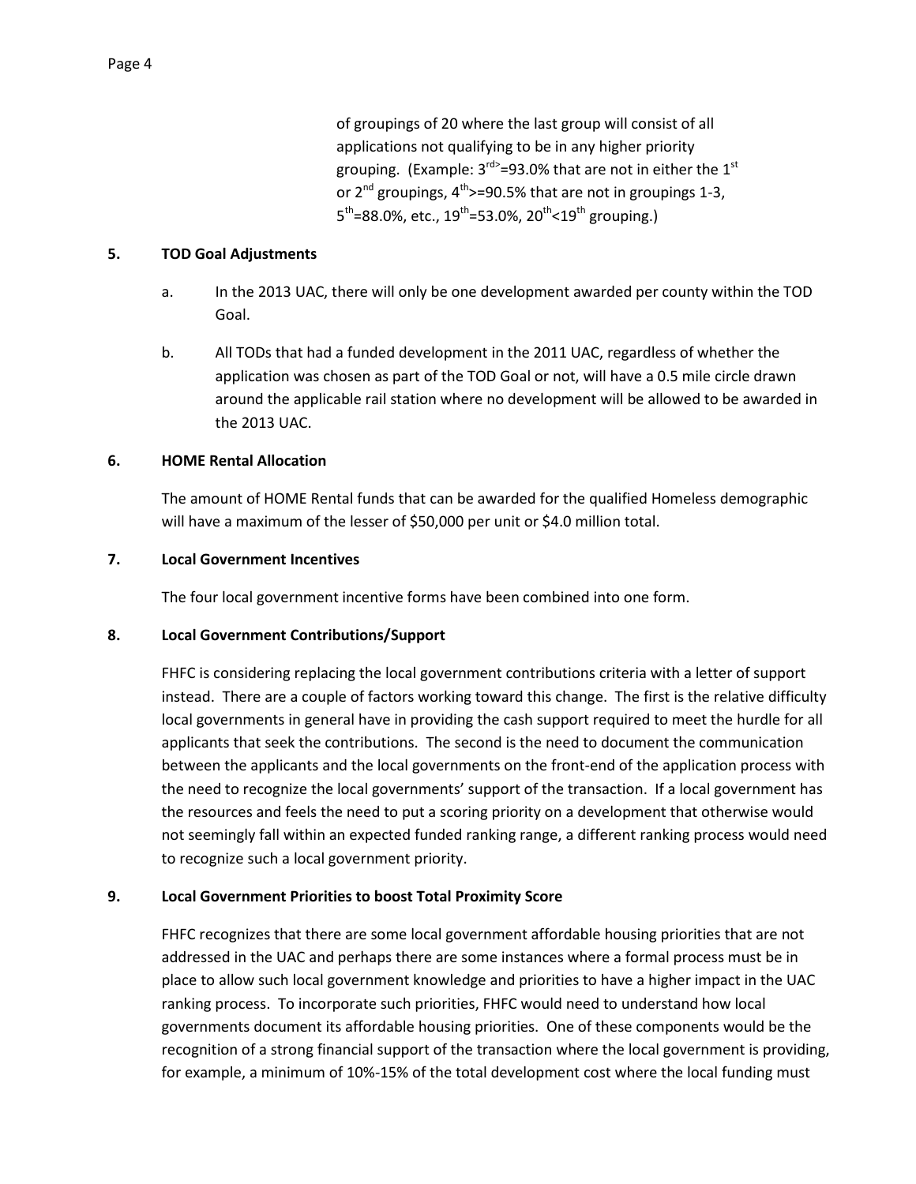of groupings of 20 where the last group will consist of all applications not qualifying to be in any higher priority grouping. (Example: 3rd>=93.0% that are not in either the 1st or 2nd groupings, 4th>=90.5% that are not in groupings 1-3, 5th=88.0%, etc., 19th=53.0%, 20th<19th grouping.)

**5. TOD Goal Adjustments**

a. In the 2013 UAC, there will only be one development awarded per county within the TOD Goal.

b. All TODs that had a funded development in the 2011 UAC, regardless of whether the application was chosen as part of the TOD Goal or not, will have a 0.5 mile circle drawn around the applicable rail station where no development will be allowed to be awarded in the 2013 UAC.

**6. HOME Rental Allocation**

The amount of HOME Rental funds that can be awarded for the qualified Homeless demographic will have a maximum of the lesser of $50,000 per unit or $4.0 million total.

**7. Local Government Incentives**

The four local government incentive forms have been combined into one form.

**8. Local Government Contributions/Support**

FHFC is considering replacing the local government contributions criteria with a letter of support instead. There are a couple of factors working toward this change. The first is the relative difficulty local governments in general have in providing the cash support required to meet the hurdle for all applicants that seek the contributions. The second is the need to document the communication between the applicants and the local governments on the front-end of the application process with the need to recognize the local governments' support of the transaction. If a local government has the resources and feels the need to put a scoring priority on a development that otherwise would not seemingly fall within an expected funded ranking range, a different ranking process would need to recognize such a local government priority.

**9. Local Government Priorities to boost Total Proximity Score**

FHFC recognizes that there are some local government affordable housing priorities that are not addressed in the UAC and perhaps there are some instances where a formal process must be in place to allow such local government knowledge and priorities to have a higher impact in the UAC ranking process. To incorporate such priorities, FHFC would need to understand how local governments document its affordable housing priorities. One of these components would be the recognition of a strong financial support of the transaction where the local government is providing, for example, a minimum of 10%-15% of the total development cost where the local funding must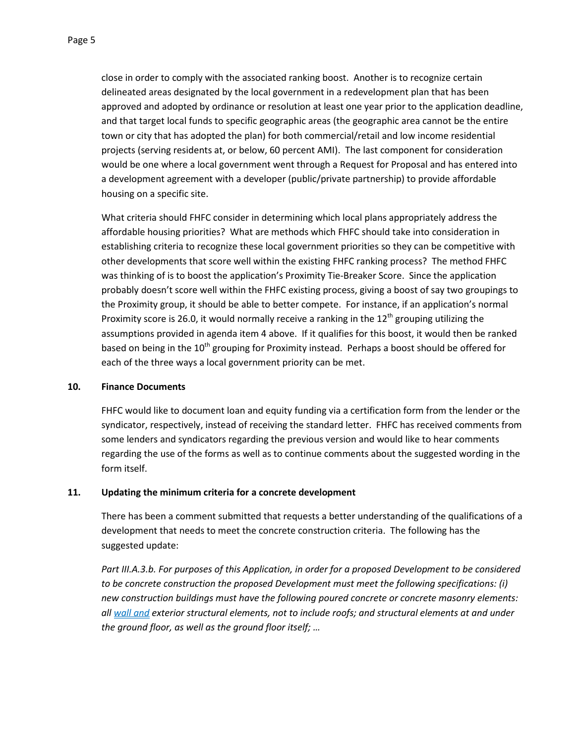close in order to comply with the associated ranking boost. Another is to recognize certain delineated areas designated by the local government in a redevelopment plan that has been approved and adopted by ordinance or resolution at least one year prior to the application deadline, and that target local funds to specific geographic areas (the geographic area cannot be the entire town or city that has adopted the plan) for both commercial/retail and low income residential projects (serving residents at, or below, 60 percent AMI). The last component for consideration would be one where a local government went through a Request for Proposal and has entered into a development agreement with a developer (public/private partnership) to provide affordable housing on a specific site.

What criteria should FHFC consider in determining which local plans appropriately address the affordable housing priorities? What are methods which FHFC should take into consideration in establishing criteria to recognize these local government priorities so they can be competitive with other developments that score well within the existing FHFC ranking process? The method FHFC was thinking of is to boost the application's Proximity Tie-Breaker Score. Since the application probably doesn't score well within the FHFC existing process, giving a boost of say two groupings to the Proximity group, it should be able to better compete. For instance, if an application's normal Proximity score is 26.0, it would normally receive a ranking in the 12th grouping utilizing the assumptions provided in agenda item 4 above. If it qualifies for this boost, it would then be ranked based on being in the 10th grouping for Proximity instead. Perhaps a boost should be offered for each of the three ways a local government priority can be met.

**10. Finance Documents**

FHFC would like to document loan and equity funding via a certification form from the lender or the syndicator, respectively, instead of receiving the standard letter. FHFC has received comments from some lenders and syndicators regarding the previous version and would like to hear comments regarding the use of the forms as well as to continue comments about the suggested wording in the form itself.

**11. Updating the minimum criteria for a concrete development**

There has been a comment submitted that requests a better understanding of the qualifications of a development that needs to meet the concrete construction criteria. The following has the suggested update:

*Part III.A.3.b. For purposes of this Application, in order for a proposed Development to be considered to be concrete construction the proposed Development must meet the following specifications: (i) new construction buildings must have the following poured concrete or concrete masonry elements: all wall and exterior structural elements, not to include roofs; and structural elements at and under the ground floor, as well as the ground floor itself; …*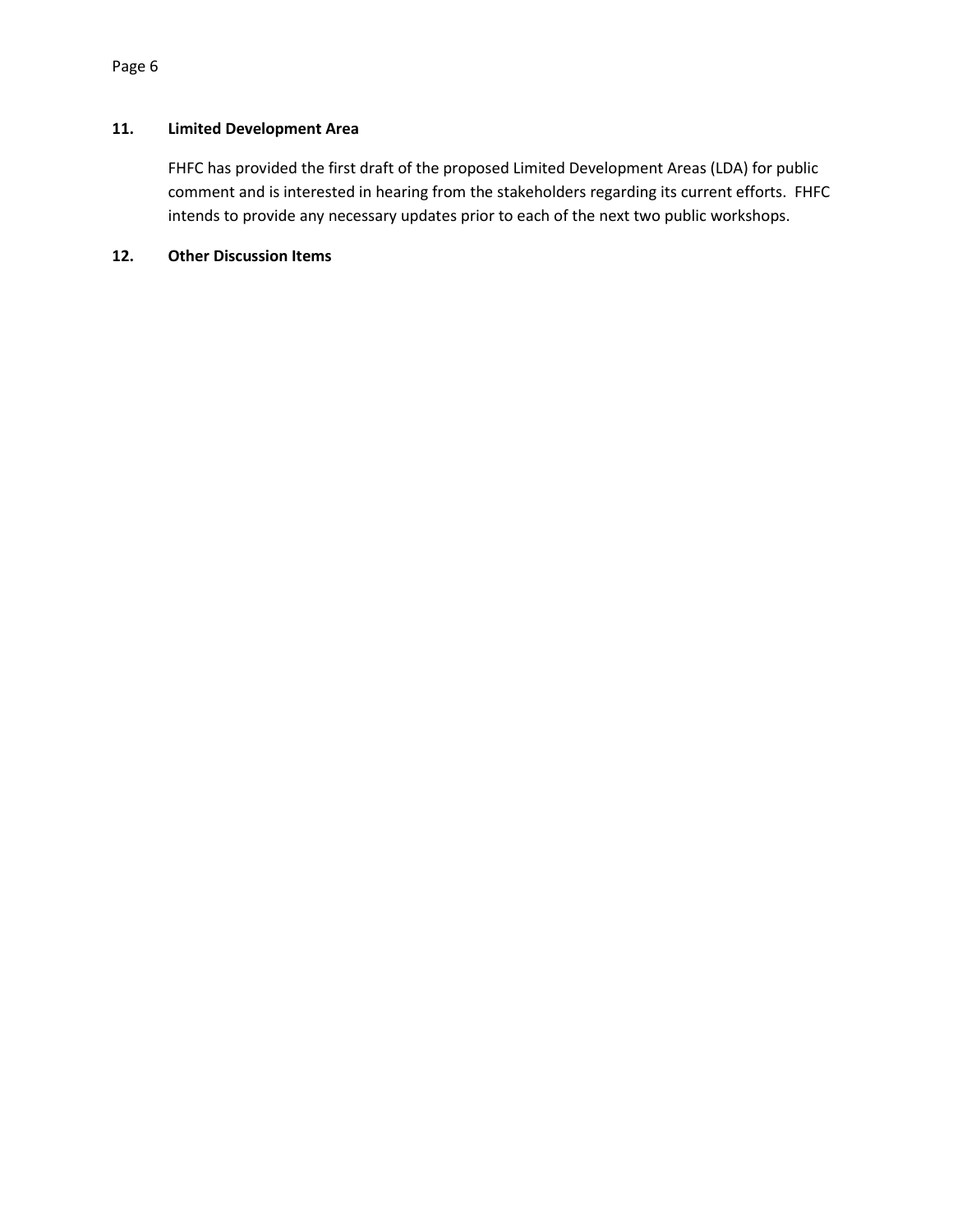## 11. Limited Development Area

FHFC has provided the first draft of the proposed Limited Development Areas (LDA) for public comment and is interested in hearing from the stakeholders regarding its current efforts. FHFC intends to provide any necessary updates prior to each of the next two public workshops.

## 12. Other Discussion Items